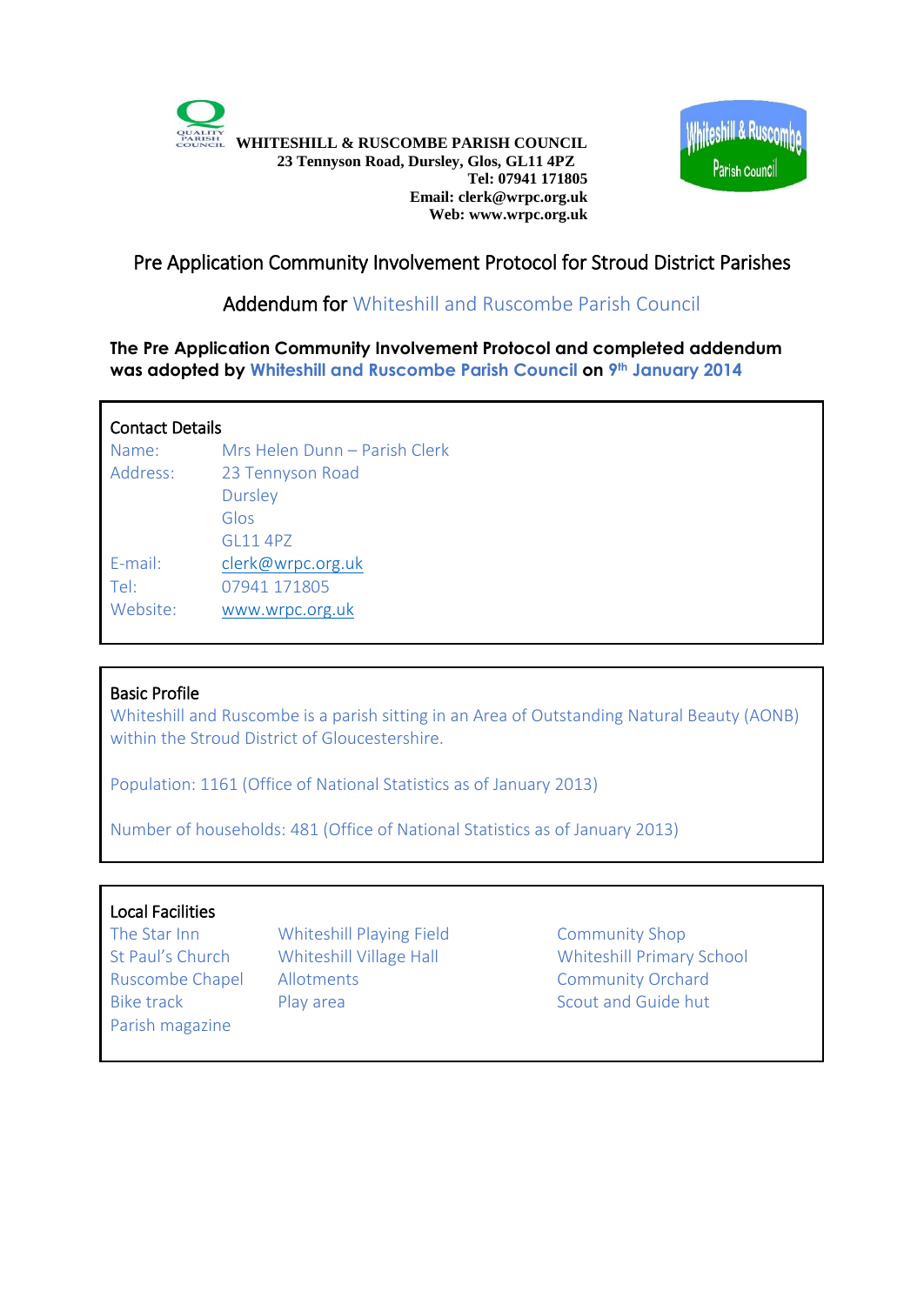**WHITESHILL & RUSCOMBE PARISH COUNCIL**
**23 Tennyson Road, Dursley, Glos, GL11 4PZ**
**Tel: 07941 171805**
**Email: clerk@wrpc.org.uk**
**Web: www.wrpc.org.uk**

# Pre Application Community Involvement Protocol for Stroud District Parishes

## Addendum for Whiteshill and Ruscombe Parish Council

**The Pre Application Community Involvement Protocol and completed addendum was adopted by Whiteshill and Ruscombe Parish Council on 9th January 2014**

### Contact Details

Name: Mrs Helen Dunn – Parish Clerk
Address: 23 Tennyson Road
Dursley
Glos
GL11 4PZ
E-mail: clerk@wrpc.org.uk
Tel: 07941 171805
Website: www.wrpc.org.uk

### Basic Profile

Whiteshill and Ruscombe is a parish sitting in an Area of Outstanding Natural Beauty (AONB) within the Stroud District of Gloucestershire.

Population: 1161 (Office of National Statistics as of January 2013)

Number of households: 481 (Office of National Statistics as of January 2013)

### Local Facilities

- The Star Inn
- St Paul's Church
- Ruscombe Chapel
- Bike track
- Parish magazine
- Whiteshill Playing Field
- Whiteshill Village Hall
- Allotments
- Play area
- Community Shop
- Whiteshill Primary School
- Community Orchard
- Scout and Guide hut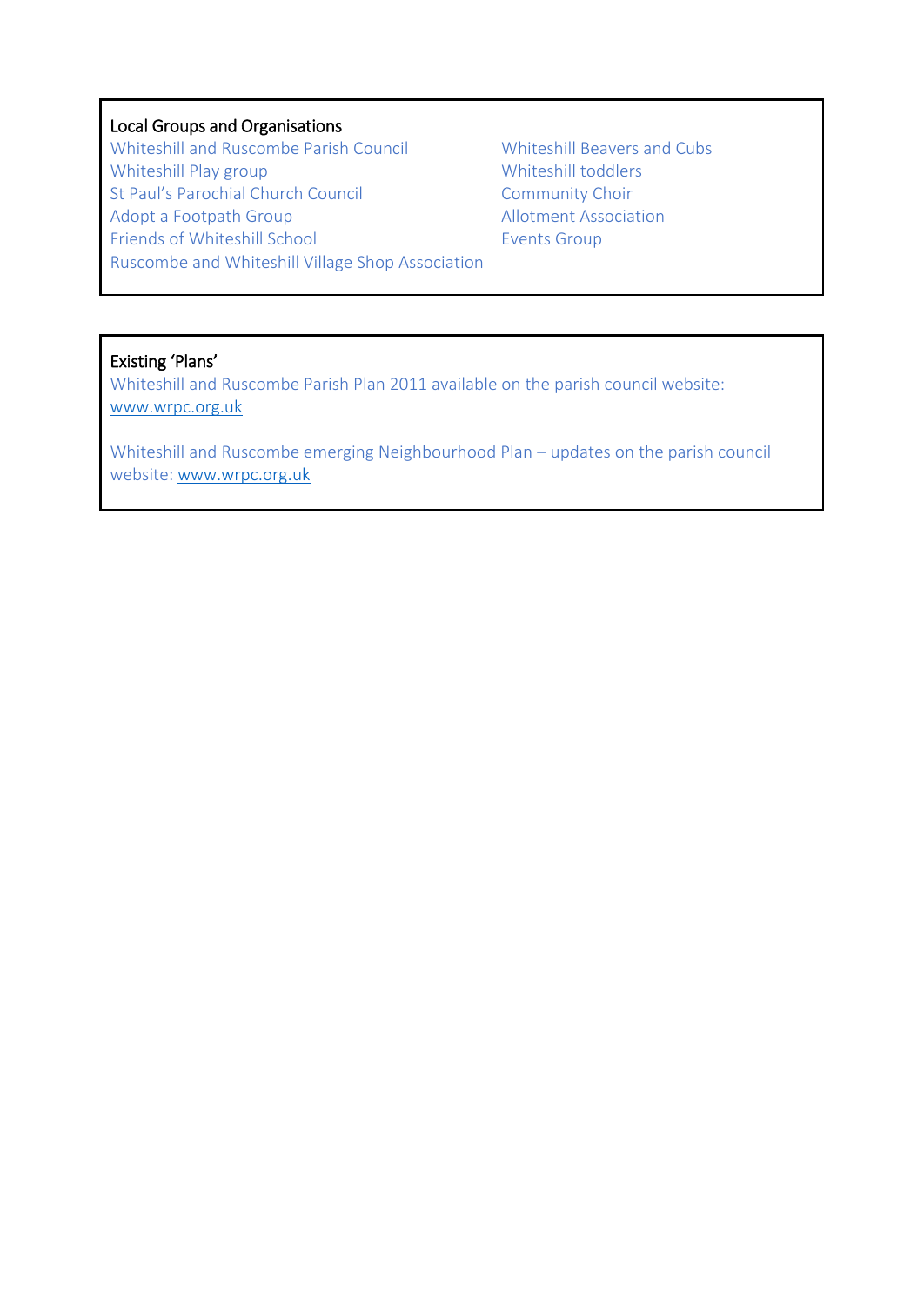### Local Groups and Organisations

Whiteshill and Ruscombe Parish Council
Whiteshill Play group
St Paul's Parochial Church Council
Adopt a Footpath Group
Friends of Whiteshill School
Ruscombe and Whiteshill Village Shop Association
Whiteshill Beavers and Cubs
Whiteshill toddlers
Community Choir
Allotment Association
Events Group

### Existing 'Plans'

Whiteshill and Ruscombe Parish Plan 2011 available on the parish council website: www.wrpc.org.uk

Whiteshill and Ruscombe emerging Neighbourhood Plan – updates on the parish council website: www.wrpc.org.uk